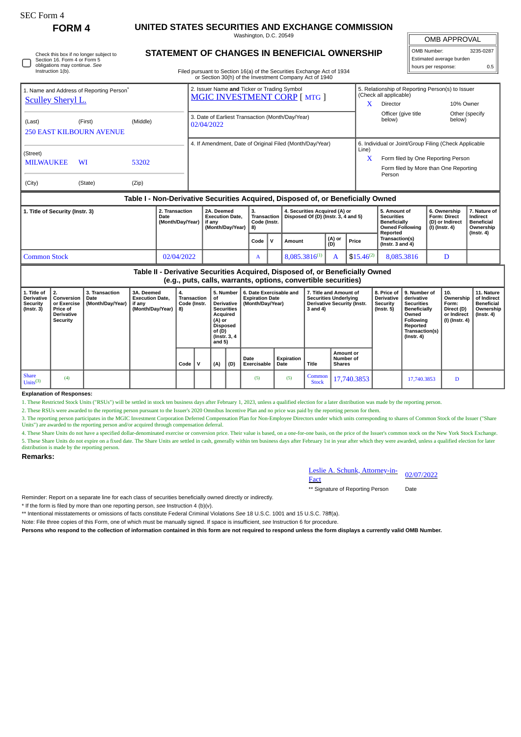SEC Form 4

**FORM 4**

# UNITED STATES SECURITIES AND EXCHANGE COMMISSION

Washington, D.C. 20549

## STATEMENT OF CHANGES IN BENEFICIAL OWNERSHIP

Filed pursuant to Section 16(a) of the Securities Exchange Act of 1934 or Section 30(h) of the Investment Company Act of 1940

| OMB APPROVAL | |
|---|---|
| OMB Number: | 3235-0287 |
| Estimated average burden | |
| hours per response: | 0.5 |

☐ Check this box if no longer subject to Section 16. Form 4 or Form 5 obligations may continue. *See* Instruction 1(b).

1. Name and Address of Reporting Person*
Sculley Sheryl L.

(Last) (First) (Middle)
250 EAST KILBOURN AVENUE

(Street)
MILWAUKEE WI 53202

(City) (State) (Zip)

2. Issuer Name **and** Ticker or Trading Symbol
MGIC INVESTMENT CORP [ MTG ]

3. Date of Earliest Transaction (Month/Day/Year)
02/04/2022

4. If Amendment, Date of Original Filed (Month/Day/Year)

5. Relationship of Reporting Person(s) to Issuer (Check all applicable)
X Director
10% Owner
Officer (give title below)
Other (specify below)

6. Individual or Joint/Group Filing (Check Applicable Line)
X Form filed by One Reporting Person
Form filed by More than One Reporting Person

### Table I - Non-Derivative Securities Acquired, Disposed of, or Beneficially Owned

| 1. Title of Security (Instr. 3) | 2. Transaction Date (Month/Day/Year) | 2A. Deemed Execution Date, if any (Month/Day/Year) | 3. Transaction Code (Instr. 8) | | 4. Securities Acquired (A) or Disposed Of (D) (Instr. 3, 4 and 5) | | | 5. Amount of Securities Beneficially Owned Following Reported Transaction(s) (Instr. 3 and 4) | 6. Ownership Form: Direct (D) or Indirect (I) (Instr. 4) | 7. Nature of Indirect Beneficial Ownership (Instr. 4) |
|---|---|---|---|---|---|---|---|---|---|---|
| | | | Code | V | Amount | (A) or (D) | Price | | | |
| Common Stock | 02/04/2022 | | A | | 8,085.3816[(1)] | A | $15.46[(2)] | 8,085.3816 | D | |

### Table II - Derivative Securities Acquired, Disposed of, or Beneficially Owned (e.g., puts, calls, warrants, options, convertible securities)

| 1. Title of Derivative Security (Instr. 3) | 2. Conversion or Exercise Price of Derivative Security | 3. Transaction Date (Month/Day/Year) | 3A. Deemed Execution Date, if any (Month/Day/Year) | 4. Transaction Code (Instr. 8) | | 5. Number of Derivative Securities Acquired (A) or Disposed of (D) (Instr. 3, 4 and 5) | | 6. Date Exercisable and Expiration Date (Month/Day/Year) | | 7. Title and Amount of Securities Underlying Derivative Security (Instr. 3 and 4) | | 8. Price of Derivative Security (Instr. 5) | 9. Number of derivative Securities Beneficially Owned Following Reported Transaction(s) (Instr. 4) | 10. Ownership Form: Direct (D) or Indirect (I) (Instr. 4) | 11. Nature of Indirect Beneficial Ownership (Instr. 4) |
|---|---|---|---|---|---|---|---|---|---|---|---|---|---|---|---|
| | | | | Code | V | (A) | (D) | Date Exercisable | Expiration Date | Title | Amount or Number of Shares | | | | |
| Share Units[(3)] | (4) | | | | | | | (5) | (5) | Common Stock | 17,740.3853 | | 17,740.3853 | D | |

**Explanation of Responses:**

1. These Restricted Stock Units ("RSUs") will be settled in stock ten business days after February 1, 2023, unless a qualified election for a later distribution was made by the reporting person.

2. These RSUs were awarded to the reporting person pursuant to the Issuer's 2020 Omnibus Incentive Plan and no price was paid by the reporting person for them.

3. The reporting person participates in the MGIC Investment Corporation Deferred Compensation Plan for Non-Employee Directors under which units corresponding to shares of Common Stock of the Issuer ("Share Units") are awarded to the reporting person and/or acquired through compensation deferral.

4. These Share Units do not have a specified dollar-denominated exercise or conversion price. Their value is based, on a one-for-one basis, on the price of the Issuer's common stock on the New York Stock Exchange.

5. These Share Units do not expire on a fixed date. The Share Units are settled in cash, generally within ten business days after February 1st in year after which they were awarded, unless a qualified election for later distribution is made by the reporting person.

**Remarks:**

Leslie A. Schunk, Attorney-in-Fact 02/07/2022

** Signature of Reporting Person Date

Reminder: Report on a separate line for each class of securities beneficially owned directly or indirectly.

* If the form is filed by more than one reporting person, *see* Instruction 4 (b)(v).

** Intentional misstatements or omissions of facts constitute Federal Criminal Violations *See* 18 U.S.C. 1001 and 15 U.S.C. 78ff(a).

Note: File three copies of this Form, one of which must be manually signed. If space is insufficient, *see* Instruction 6 for procedure.

**Persons who respond to the collection of information contained in this form are not required to respond unless the form displays a currently valid OMB Number.**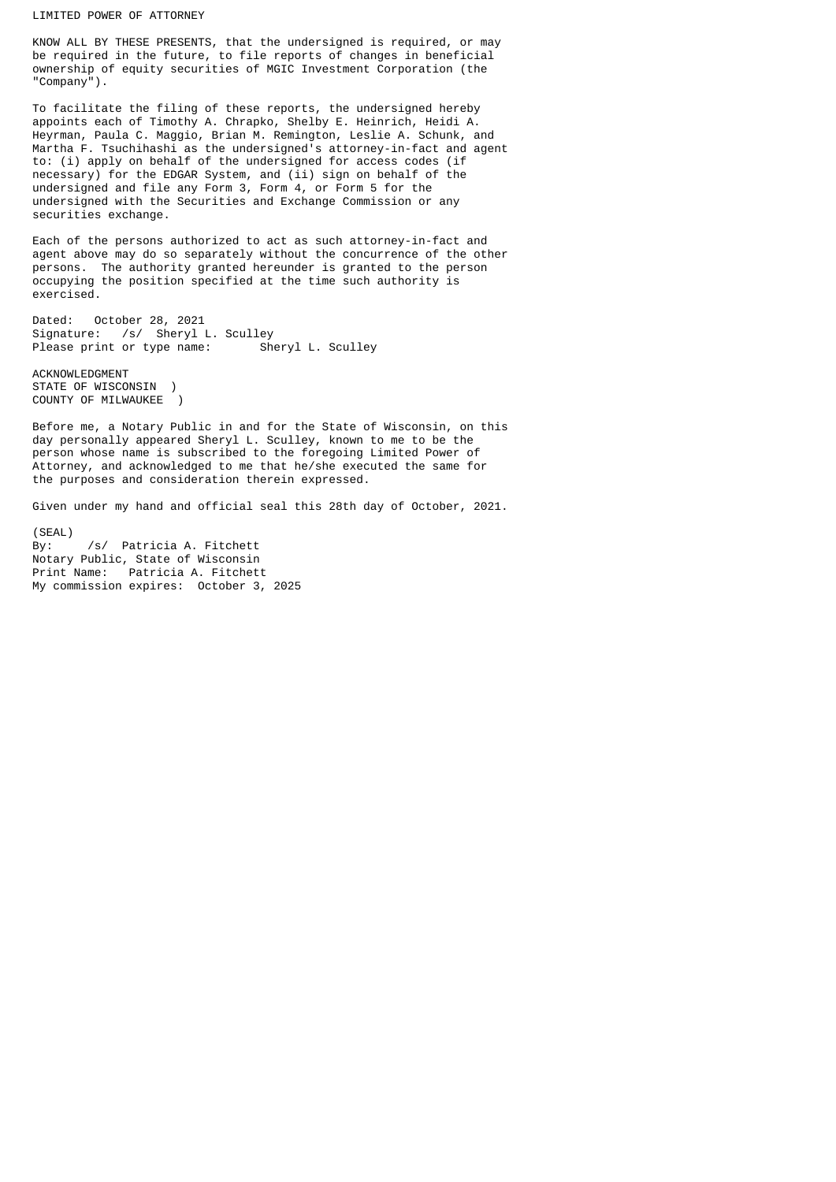# LIMITED POWER OF ATTORNEY

KNOW ALL BY THESE PRESENTS, that the undersigned is required, or may be required in the future, to file reports of changes in beneficial ownership of equity securities of MGIC Investment Corporation (the "Company").

To facilitate the filing of these reports, the undersigned hereby appoints each of Timothy A. Chrapko, Shelby E. Heinrich, Heidi A. Heyrman, Paula C. Maggio, Brian M. Remington, Leslie A. Schunk, and Martha F. Tsuchihashi as the undersigned's attorney-in-fact and agent to: (i) apply on behalf of the undersigned for access codes (if necessary) for the EDGAR System, and (ii) sign on behalf of the undersigned and file any Form 3, Form 4, or Form 5 for the undersigned with the Securities and Exchange Commission or any securities exchange.

Each of the persons authorized to act as such attorney-in-fact and agent above may do so separately without the concurrence of the other persons. The authority granted hereunder is granted to the person occupying the position specified at the time such authority is exercised.

Dated: October 28, 2021
Signature: /s/ Sheryl L. Sculley
Please print or type name: Sheryl L. Sculley

ACKNOWLEDGMENT
STATE OF WISCONSIN )
COUNTY OF MILWAUKEE )

Before me, a Notary Public in and for the State of Wisconsin, on this day personally appeared Sheryl L. Sculley, known to me to be the person whose name is subscribed to the foregoing Limited Power of Attorney, and acknowledged to me that he/she executed the same for the purposes and consideration therein expressed.

Given under my hand and official seal this 28th day of October, 2021.

(SEAL)
By: /s/ Patricia A. Fitchett
Notary Public, State of Wisconsin
Print Name: Patricia A. Fitchett
My commission expires: October 3, 2025